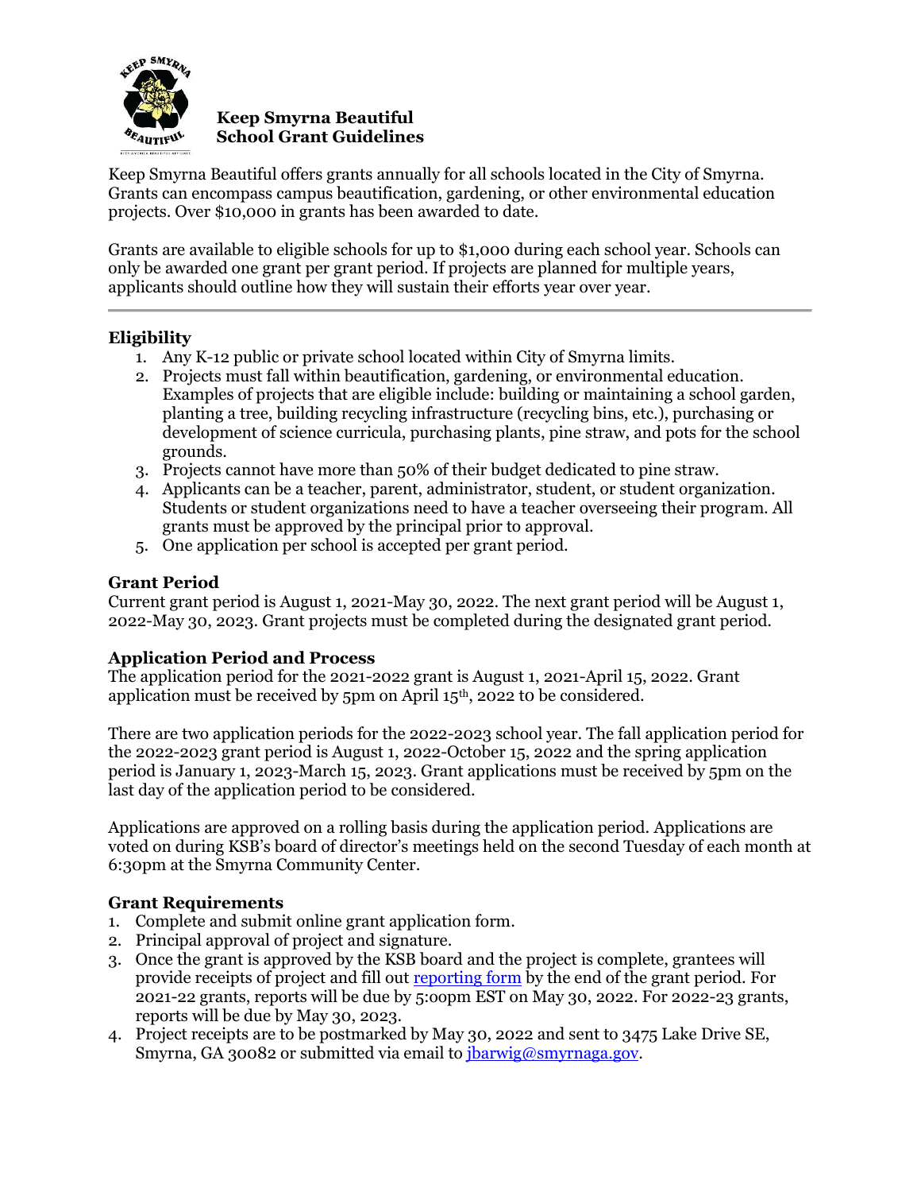# Keep Smyrna Beautiful School Grant Guidelines

Keep Smyrna Beautiful offers grants annually for all schools located in the City of Smyrna. Grants can encompass campus beautification, gardening, or other environmental education projects. Over $10,000 in grants has been awarded to date.

Grants are available to eligible schools for up to $1,000 during each school year. Schools can only be awarded one grant per grant period. If projects are planned for multiple years, applicants should outline how they will sustain their efforts year over year.

---

## Eligibility

1. Any K-12 public or private school located within City of Smyrna limits.
2. Projects must fall within beautification, gardening, or environmental education. Examples of projects that are eligible include: building or maintaining a school garden, planting a tree, building recycling infrastructure (recycling bins, etc.), purchasing or development of science curricula, purchasing plants, pine straw, and pots for the school grounds.
3. Projects cannot have more than 50% of their budget dedicated to pine straw.
4. Applicants can be a teacher, parent, administrator, student, or student organization. Students or student organizations need to have a teacher overseeing their program. All grants must be approved by the principal prior to approval.
5. One application per school is accepted per grant period.

## Grant Period

Current grant period is August 1, 2021-May 30, 2022. The next grant period will be August 1, 2022-May 30, 2023. Grant projects must be completed during the designated grant period.

## Application Period and Process

The application period for the 2021-2022 grant is August 1, 2021-April 15, 2022. Grant application must be received by 5pm on April 15th, 2022 to be considered.

There are two application periods for the 2022-2023 school year. The fall application period for the 2022-2023 grant period is August 1, 2022-October 15, 2022 and the spring application period is January 1, 2023-March 15, 2023. Grant applications must be received by 5pm on the last day of the application period to be considered.

Applications are approved on a rolling basis during the application period. Applications are voted on during KSB's board of director's meetings held on the second Tuesday of each month at 6:30pm at the Smyrna Community Center.

## Grant Requirements

1. Complete and submit online grant application form.
2. Principal approval of project and signature.
3. Once the grant is approved by the KSB board and the project is complete, grantees will provide receipts of project and fill out reporting form by the end of the grant period. For 2021-22 grants, reports will be due by 5:00pm EST on May 30, 2022. For 2022-23 grants, reports will be due by May 30, 2023.
4. Project receipts are to be postmarked by May 30, 2022 and sent to 3475 Lake Drive SE, Smyrna, GA 30082 or submitted via email to jbarwig@smyrnaga.gov.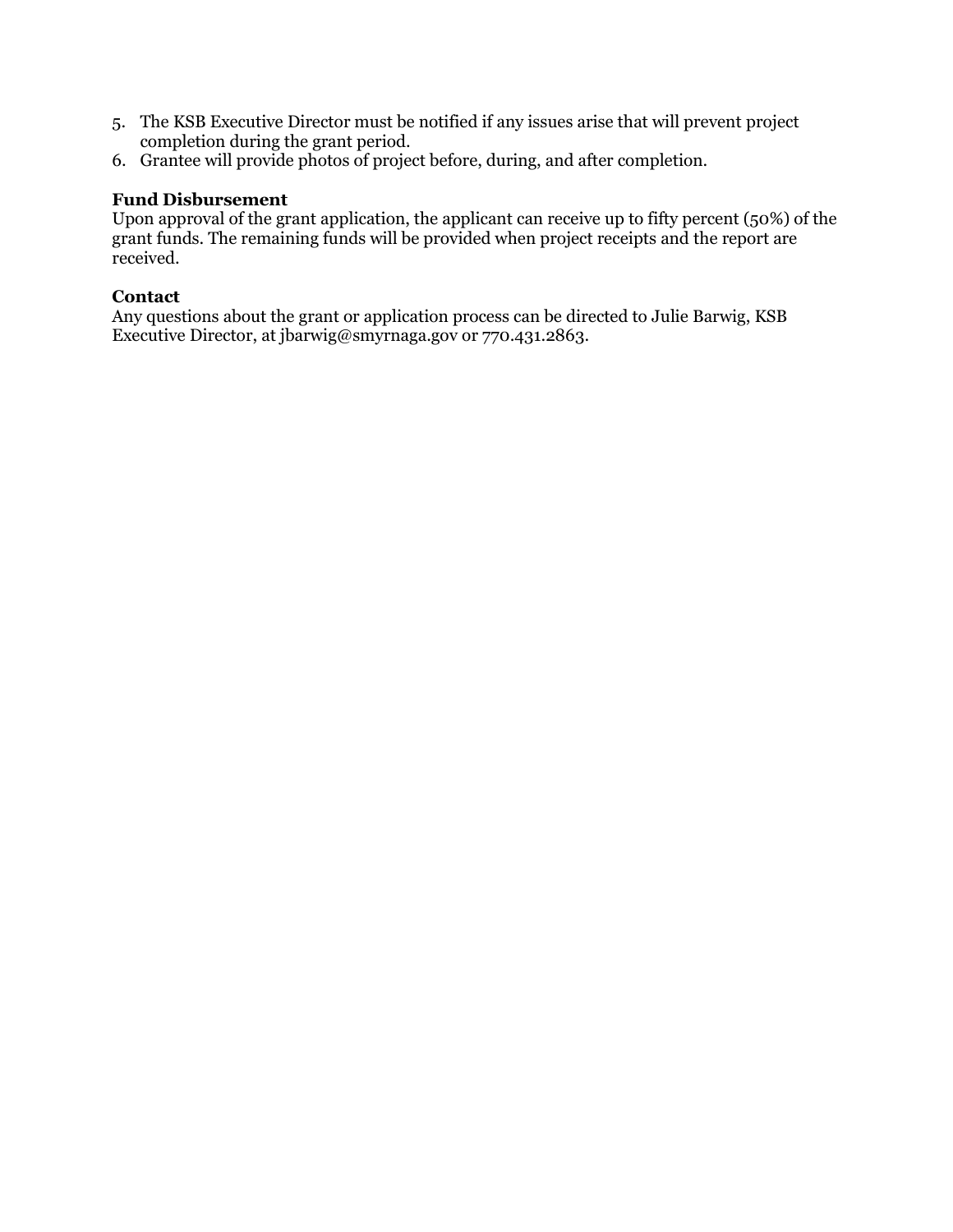5. The KSB Executive Director must be notified if any issues arise that will prevent project completion during the grant period.
6. Grantee will provide photos of project before, during, and after completion.

**Fund Disbursement**

Upon approval of the grant application, the applicant can receive up to fifty percent (50%) of the grant funds. The remaining funds will be provided when project receipts and the report are received.

**Contact**

Any questions about the grant or application process can be directed to Julie Barwig, KSB Executive Director, at jbarwig@smyrnaga.gov or 770.431.2863.